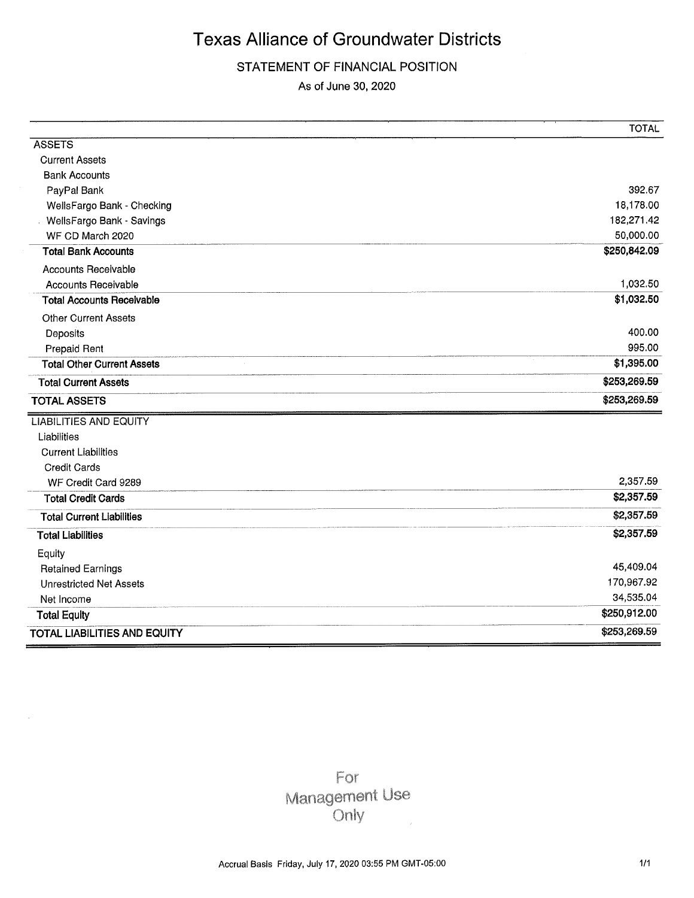# Texas Alliance of Groundwater Districts

## STATEMENT OF FINANCIAL POSITION

As of June 30, 2020

| | TOTAL |
|---|---|
| ASSETS | |
| Current Assets | |
| Bank Accounts | |
| PayPal Bank | 392.67 |
| WellsFargo Bank - Checking | 18,178.00 |
| WellsFargo Bank - Savings | 182,271.42 |
| WF CD March 2020 | 50,000.00 |
| **Total Bank Accounts** | **$250,842.09** |
| Accounts Receivable | |
| Accounts Receivable | 1,032.50 |
| **Total Accounts Receivable** | **$1,032.50** |
| Other Current Assets | |
| Deposits | 400.00 |
| Prepaid Rent | 995.00 |
| **Total Other Current Assets** | **$1,395.00** |
| **Total Current Assets** | **$253,269.59** |
| **TOTAL ASSETS** | **$253,269.59** |
| LIABILITIES AND EQUITY | |
| Liabilities | |
| Current Liabilities | |
| Credit Cards | |
| WF Credit Card 9289 | 2,357.59 |
| **Total Credit Cards** | **$2,357.59** |
| **Total Current Liabilities** | **$2,357.59** |
| **Total Liabilities** | **$2,357.59** |
| Equity | |
| Retained Earnings | 45,409.04 |
| Unrestricted Net Assets | 170,967.92 |
| Net Income | 34,535.04 |
| **Total Equity** | **$250,912.00** |
| **TOTAL LIABILITIES AND EQUITY** | **$253,269.59** |

For Management Use Only

Accrual Basis Friday, July 17, 2020 03:55 PM GMT-05:00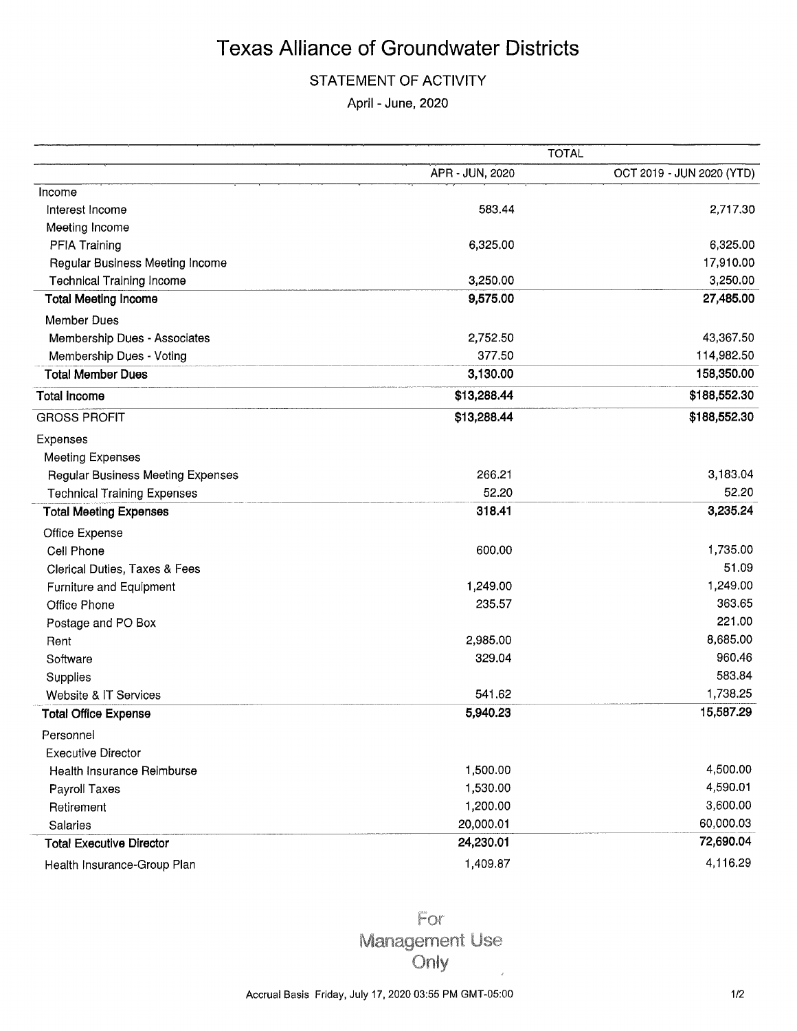# Texas Alliance of Groundwater Districts

STATEMENT OF ACTIVITY

April - June, 2020

| | TOTAL | |
|---|---|---|
| | APR - JUN, 2020 | OCT 2019 - JUN 2020 (YTD) |
| Income | | |
| Interest Income | 583.44 | 2,717.30 |
| Meeting Income | | |
| PFIA Training | 6,325.00 | 6,325.00 |
| Regular Business Meeting Income | | 17,910.00 |
| Technical Training Income | 3,250.00 | 3,250.00 |
| **Total Meeting Income** | **9,575.00** | **27,485.00** |
| Member Dues | | |
| Membership Dues - Associates | 2,752.50 | 43,367.50 |
| Membership Dues - Voting | 377.50 | 114,982.50 |
| **Total Member Dues** | **3,130.00** | **158,350.00** |
| **Total Income** | **$13,288.44** | **$188,552.30** |
| GROSS PROFIT | **$13,288.44** | **$188,552.30** |
| Expenses | | |
| Meeting Expenses | | |
| Regular Business Meeting Expenses | 266.21 | 3,183.04 |
| Technical Training Expenses | 52.20 | 52.20 |
| **Total Meeting Expenses** | **318.41** | **3,235.24** |
| Office Expense | | |
| Cell Phone | 600.00 | 1,735.00 |
| Clerical Duties, Taxes & Fees | | 51.09 |
| Furniture and Equipment | 1,249.00 | 1,249.00 |
| Office Phone | 235.57 | 363.65 |
| Postage and PO Box | | 221.00 |
| Rent | 2,985.00 | 8,685.00 |
| Software | 329.04 | 960.46 |
| Supplies | | 583.84 |
| Website & IT Services | 541.62 | 1,738.25 |
| **Total Office Expense** | **5,940.23** | **15,587.29** |
| Personnel | | |
| Executive Director | | |
| Health Insurance Reimburse | 1,500.00 | 4,500.00 |
| Payroll Taxes | 1,530.00 | 4,590.01 |
| Retirement | 1,200.00 | 3,600.00 |
| Salaries | 20,000.01 | 60,000.03 |
| **Total Executive Director** | **24,230.01** | **72,690.04** |
| Health Insurance-Group Plan | 1,409.87 | 4,116.29 |

For Management Use Only

Accrual Basis Friday, July 17, 2020 03:55 PM GMT-05:00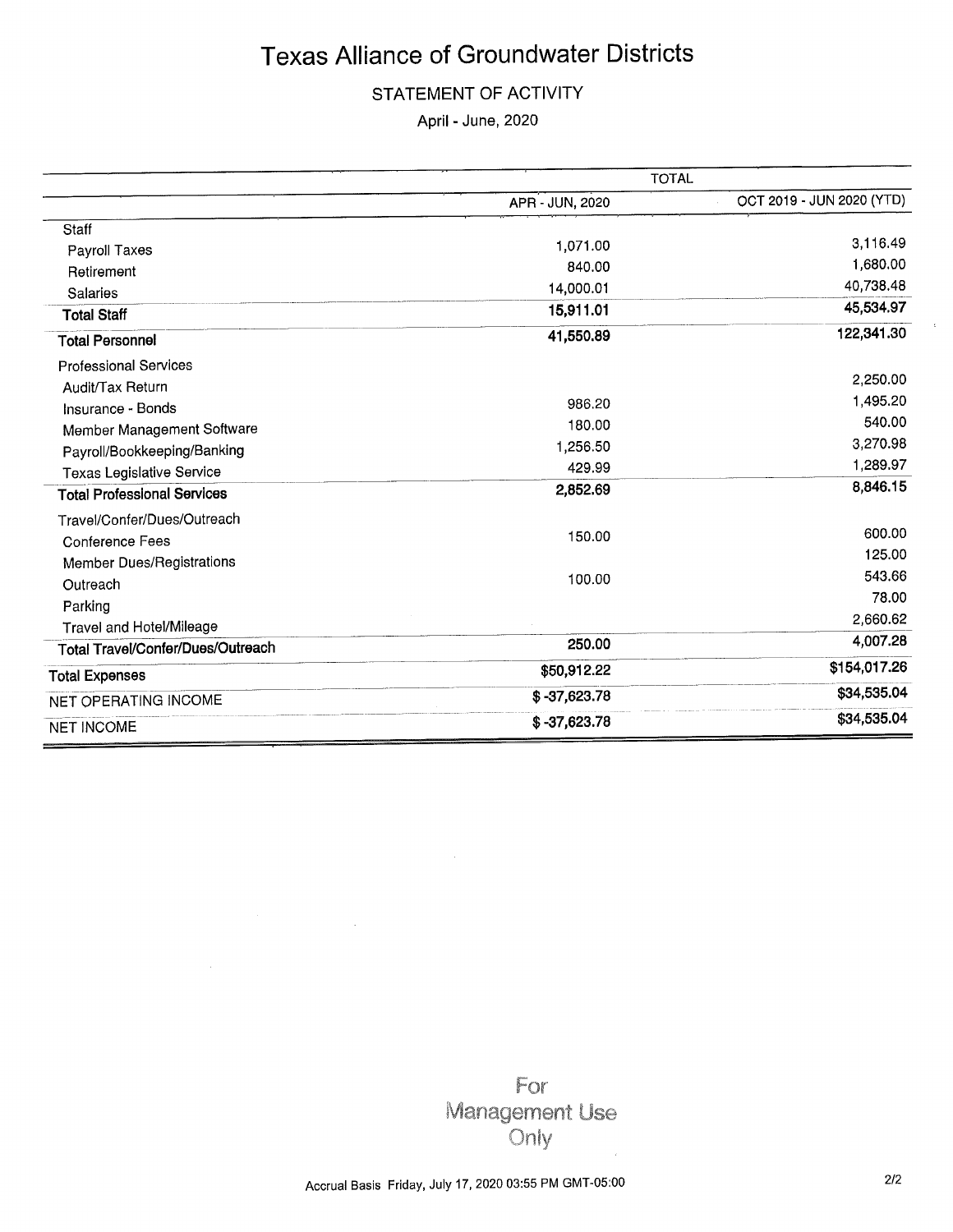# Texas Alliance of Groundwater Districts

STATEMENT OF ACTIVITY

April - June, 2020

| | TOTAL | |
|---|---|---|
| | APR - JUN, 2020 | OCT 2019 - JUN 2020 (YTD) |
| Staff | | |
| Payroll Taxes | 1,071.00 | 3,116.49 |
| Retirement | 840.00 | 1,680.00 |
| Salaries | 14,000.01 | 40,738.48 |
| **Total Staff** | **15,911.01** | **45,534.97** |
| **Total Personnel** | **41,550.89** | **122,341.30** |
| Professional Services | | |
| Audit/Tax Return | | 2,250.00 |
| Insurance - Bonds | 986.20 | 1,495.20 |
| Member Management Software | 180.00 | 540.00 |
| Payroll/Bookkeeping/Banking | 1,256.50 | 3,270.98 |
| Texas Legislative Service | 429.99 | 1,289.97 |
| **Total Professional Services** | **2,852.69** | **8,846.15** |
| Travel/Confer/Dues/Outreach | | |
| Conference Fees | 150.00 | 600.00 |
| Member Dues/Registrations | | 125.00 |
| Outreach | 100.00 | 543.66 |
| Parking | | 78.00 |
| Travel and Hotel/Mileage | | 2,660.62 |
| **Total Travel/Confer/Dues/Outreach** | **250.00** | **4,007.28** |
| **Total Expenses** | **$50,912.22** | **$154,017.26** |
| NET OPERATING INCOME | $ -37,623.78 | $34,535.04 |
| NET INCOME | $ -37,623.78 | $34,535.04 |

For Management Use Only

Accrual Basis Friday, July 17, 2020 03:55 PM GMT-05:00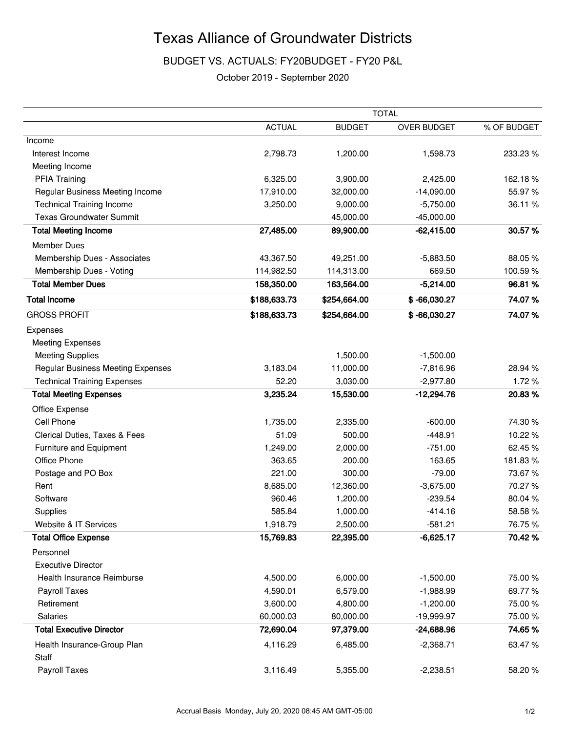# Texas Alliance of Groundwater Districts

## BUDGET VS. ACTUALS: FY20BUDGET - FY20 P&L

October 2019 - September 2020

| | TOTAL | | | |
|---|---|---|---|---|
| | ACTUAL | BUDGET | OVER BUDGET | % OF BUDGET |
| Income | | | | |
| Interest Income | 2,798.73 | 1,200.00 | 1,598.73 | 233.23 % |
| Meeting Income | | | | |
| PFIA Training | 6,325.00 | 3,900.00 | 2,425.00 | 162.18 % |
| Regular Business Meeting Income | 17,910.00 | 32,000.00 | -14,090.00 | 55.97 % |
| Technical Training Income | 3,250.00 | 9,000.00 | -5,750.00 | 36.11 % |
| Texas Groundwater Summit | | 45,000.00 | -45,000.00 | |
| **Total Meeting Income** | **27,485.00** | **89,900.00** | **-62,415.00** | **30.57 %** |
| Member Dues | | | | |
| Membership Dues - Associates | 43,367.50 | 49,251.00 | -5,883.50 | 88.05 % |
| Membership Dues - Voting | 114,982.50 | 114,313.00 | 669.50 | 100.59 % |
| **Total Member Dues** | **158,350.00** | **163,564.00** | **-5,214.00** | **96.81 %** |
| **Total Income** | **$188,633.73** | **$254,664.00** | **$ -66,030.27** | **74.07 %** |
| GROSS PROFIT | **$188,633.73** | **$254,664.00** | **$ -66,030.27** | **74.07 %** |
| Expenses | | | | |
| Meeting Expenses | | | | |
| Meeting Supplies | | 1,500.00 | -1,500.00 | |
| Regular Business Meeting Expenses | 3,183.04 | 11,000.00 | -7,816.96 | 28.94 % |
| Technical Training Expenses | 52.20 | 3,030.00 | -2,977.80 | 1.72 % |
| **Total Meeting Expenses** | **3,235.24** | **15,530.00** | **-12,294.76** | **20.83 %** |
| Office Expense | | | | |
| Cell Phone | 1,735.00 | 2,335.00 | -600.00 | 74.30 % |
| Clerical Duties, Taxes & Fees | 51.09 | 500.00 | -448.91 | 10.22 % |
| Furniture and Equipment | 1,249.00 | 2,000.00 | -751.00 | 62.45 % |
| Office Phone | 363.65 | 200.00 | 163.65 | 181.83 % |
| Postage and PO Box | 221.00 | 300.00 | -79.00 | 73.67 % |
| Rent | 8,685.00 | 12,360.00 | -3,675.00 | 70.27 % |
| Software | 960.46 | 1,200.00 | -239.54 | 80.04 % |
| Supplies | 585.84 | 1,000.00 | -414.16 | 58.58 % |
| Website & IT Services | 1,918.79 | 2,500.00 | -581.21 | 76.75 % |
| **Total Office Expense** | **15,769.83** | **22,395.00** | **-6,625.17** | **70.42 %** |
| Personnel | | | | |
| Executive Director | | | | |
| Health Insurance Reimburse | 4,500.00 | 6,000.00 | -1,500.00 | 75.00 % |
| Payroll Taxes | 4,590.01 | 6,579.00 | -1,988.99 | 69.77 % |
| Retirement | 3,600.00 | 4,800.00 | -1,200.00 | 75.00 % |
| Salaries | 60,000.03 | 80,000.00 | -19,999.97 | 75.00 % |
| **Total Executive Director** | **72,690.04** | **97,379.00** | **-24,688.96** | **74.65 %** |
| Health Insurance-Group Plan | 4,116.29 | 6,485.00 | -2,368.71 | 63.47 % |
| Staff | | | | |
| Payroll Taxes | 3,116.49 | 5,355.00 | -2,238.51 | 58.20 % |

Accrual Basis Monday, July 20, 2020 08:45 AM GMT-05:00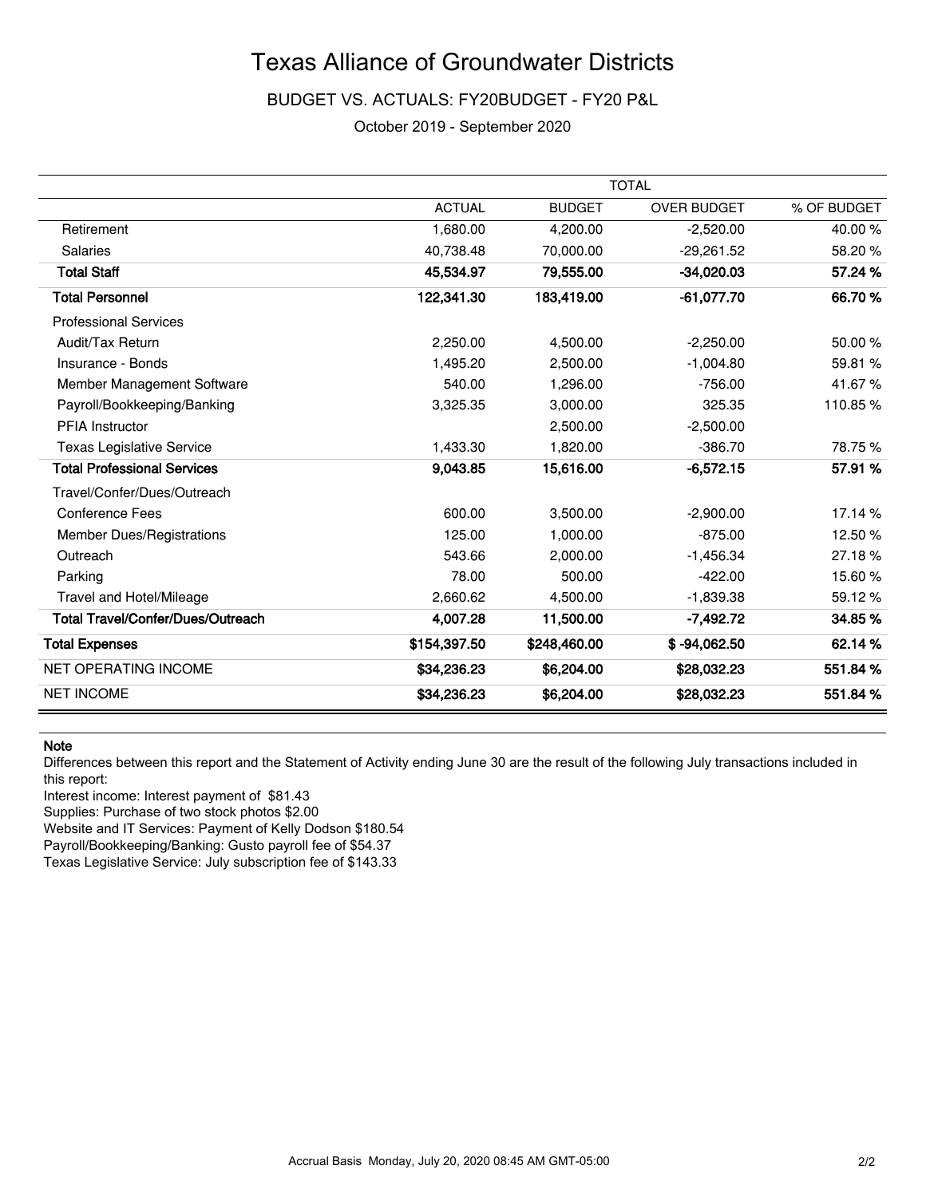# Texas Alliance of Groundwater Districts

BUDGET VS. ACTUALS: FY20BUDGET - FY20 P&L

October 2019 - September 2020

| | TOTAL | | | |
|---|---|---|---|---|
| | ACTUAL | BUDGET | OVER BUDGET | % OF BUDGET |
| Retirement | 1,680.00 | 4,200.00 | -2,520.00 | 40.00 % |
| Salaries | 40,738.48 | 70,000.00 | -29,261.52 | 58.20 % |
| **Total Staff** | **45,534.97** | **79,555.00** | **-34,020.03** | **57.24 %** |
| **Total Personnel** | **122,341.30** | **183,419.00** | **-61,077.70** | **66.70 %** |
| Professional Services | | | | |
| Audit/Tax Return | 2,250.00 | 4,500.00 | -2,250.00 | 50.00 % |
| Insurance - Bonds | 1,495.20 | 2,500.00 | -1,004.80 | 59.81 % |
| Member Management Software | 540.00 | 1,296.00 | -756.00 | 41.67 % |
| Payroll/Bookkeeping/Banking | 3,325.35 | 3,000.00 | 325.35 | 110.85 % |
| PFIA Instructor | | 2,500.00 | -2,500.00 | |
| Texas Legislative Service | 1,433.30 | 1,820.00 | -386.70 | 78.75 % |
| **Total Professional Services** | **9,043.85** | **15,616.00** | **-6,572.15** | **57.91 %** |
| Travel/Confer/Dues/Outreach | | | | |
| Conference Fees | 600.00 | 3,500.00 | -2,900.00 | 17.14 % |
| Member Dues/Registrations | 125.00 | 1,000.00 | -875.00 | 12.50 % |
| Outreach | 543.66 | 2,000.00 | -1,456.34 | 27.18 % |
| Parking | 78.00 | 500.00 | -422.00 | 15.60 % |
| Travel and Hotel/Mileage | 2,660.62 | 4,500.00 | -1,839.38 | 59.12 % |
| **Total Travel/Confer/Dues/Outreach** | **4,007.28** | **11,500.00** | **-7,492.72** | **34.85 %** |
| **Total Expenses** | **$154,397.50** | **$248,460.00** | **$ -94,062.50** | **62.14 %** |
| NET OPERATING INCOME | **$34,236.23** | **$6,204.00** | **$28,032.23** | **551.84 %** |
| NET INCOME | **$34,236.23** | **$6,204.00** | **$28,032.23** | **551.84 %** |

**Note**

Differences between this report and the Statement of Activity ending June 30 are the result of the following July transactions included in this report:

Interest income: Interest payment of $81.43

Supplies: Purchase of two stock photos $2.00

Website and IT Services: Payment of Kelly Dodson $180.54

Payroll/Bookkeeping/Banking: Gusto payroll fee of $54.37

Texas Legislative Service: July subscription fee of $143.33

Accrual Basis Monday, July 20, 2020 08:45 AM GMT-05:00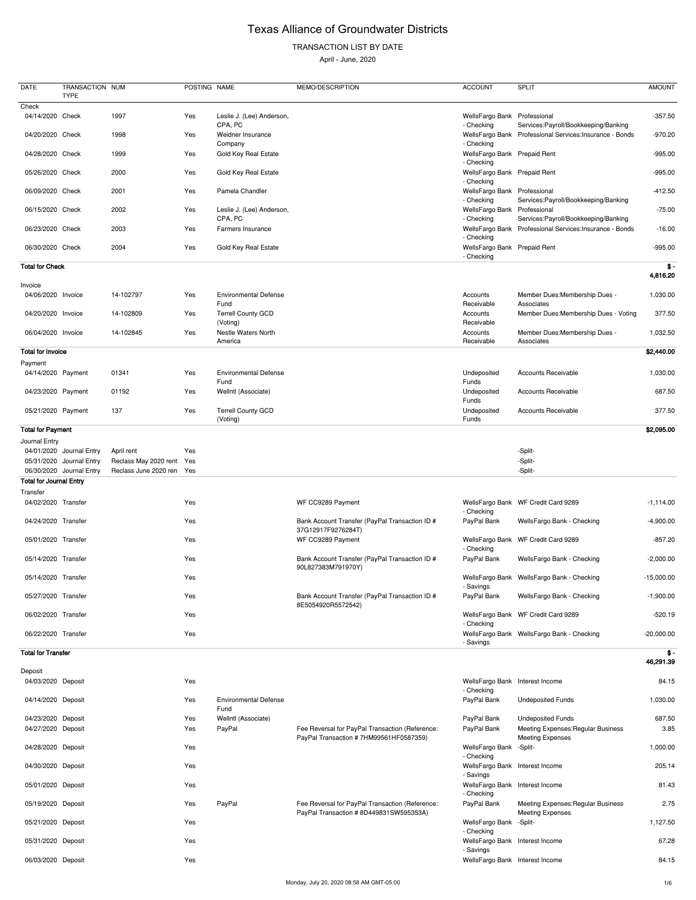# Texas Alliance of Groundwater Districts

TRANSACTION LIST BY DATE

April - June, 2020

| DATE | TRANSACTION TYPE | NUM | POSTING | NAME | MEMO/DESCRIPTION | ACCOUNT | SPLIT | AMOUNT |
|---|---|---|---|---|---|---|---|---|
| Check | | | | | | | | |
| 04/14/2020 | Check | 1997 | Yes | Leslie J. (Lee) Anderson, CPA, PC | | WellsFargo Bank - Checking | Professional Services:Payroll/Bookkeeping/Banking | -357.50 |
| 04/20/2020 | Check | 1998 | Yes | Weidner Insurance Company | | WellsFargo Bank - Checking | Professional Services:Insurance - Bonds | -970.20 |
| 04/28/2020 | Check | 1999 | Yes | Gold Key Real Estate | | WellsFargo Bank - Checking | Prepaid Rent | -995.00 |
| 05/26/2020 | Check | 2000 | Yes | Gold Key Real Estate | | WellsFargo Bank - Checking | Prepaid Rent | -995.00 |
| 06/09/2020 | Check | 2001 | Yes | Pamela Chandler | | WellsFargo Bank - Checking | Professional Services:Payroll/Bookkeeping/Banking | -412.50 |
| 06/15/2020 | Check | 2002 | Yes | Leslie J. (Lee) Anderson, CPA, PC | | WellsFargo Bank - Checking | Professional Services:Payroll/Bookkeeping/Banking | -75.00 |
| 06/23/2020 | Check | 2003 | Yes | Farmers Insurance | | WellsFargo Bank - Checking | Professional Services:Insurance - Bonds | -16.00 |
| 06/30/2020 | Check | 2004 | Yes | Gold Key Real Estate | | WellsFargo Bank - Checking | Prepaid Rent | -995.00 |
| **Total for Check** | | | | | | | | **$ -4,816.20** |
| Invoice | | | | | | | | |
| 04/06/2020 | Invoice | 14-102797 | Yes | Environmental Defense Fund | | Accounts Receivable | Member Dues:Membership Dues - Associates | 1,030.00 |
| 04/20/2020 | Invoice | 14-102809 | Yes | Terrell County GCD (Voting) | | Accounts Receivable | Member Dues:Membership Dues - Voting | 377.50 |
| 06/04/2020 | Invoice | 14-102845 | Yes | Nestle Waters North America | | Accounts Receivable | Member Dues:Membership Dues - Associates | 1,032.50 |
| **Total for Invoice** | | | | | | | | **$2,440.00** |
| Payment | | | | | | | | |
| 04/14/2020 | Payment | 01341 | Yes | Environmental Defense Fund | | Undeposited Funds | Accounts Receivable | 1,030.00 |
| 04/23/2020 | Payment | 01192 | Yes | WellntI (Associate) | | Undeposited Funds | Accounts Receivable | 687.50 |
| 05/21/2020 | Payment | 137 | Yes | Terrell County GCD (Voting) | | Undeposited Funds | Accounts Receivable | 377.50 |
| **Total for Payment** | | | | | | | | **$2,095.00** |
| Journal Entry | | | | | | | | |
| 04/01/2020 | Journal Entry | April rent | Yes | | | | -Split- | |
| 05/31/2020 | Journal Entry | Reclass May 2020 rent | Yes | | | | -Split- | |
| 06/30/2020 | Journal Entry | Reclass June 2020 ren | Yes | | | | -Split- | |
| **Total for Journal Entry** | | | | | | | | |
| Transfer | | | | | | | | |
| 04/02/2020 | Transfer | | Yes | | WF CC9289 Payment | WellsFargo Bank - Checking | WF Credit Card 9289 | -1,114.00 |
| 04/24/2020 | Transfer | | Yes | | Bank Account Transfer (PayPal Transaction ID # 37G12917F9276284T) | PayPal Bank | WellsFargo Bank - Checking | -4,900.00 |
| 05/01/2020 | Transfer | | Yes | | WF CC9289 Payment | WellsFargo Bank - Checking | WF Credit Card 9289 | -857.20 |
| 05/14/2020 | Transfer | | Yes | | Bank Account Transfer (PayPal Transaction ID # 90L827383M791970Y) | PayPal Bank | WellsFargo Bank - Checking | -2,000.00 |
| 05/14/2020 | Transfer | | Yes | | | WellsFargo Bank - Savings | WellsFargo Bank - Checking | -15,000.00 |
| 05/27/2020 | Transfer | | Yes | | Bank Account Transfer (PayPal Transaction ID # 8E5054920R5572542) | PayPal Bank | WellsFargo Bank - Checking | -1,900.00 |
| 06/02/2020 | Transfer | | Yes | | | WellsFargo Bank - Checking | WF Credit Card 9289 | -520.19 |
| 06/22/2020 | Transfer | | Yes | | | WellsFargo Bank - Savings | WellsFargo Bank - Checking | -20,000.00 |
| **Total for Transfer** | | | | | | | | **$ -46,291.39** |
| Deposit | | | | | | | | |
| 04/03/2020 | Deposit | | Yes | | | WellsFargo Bank - Checking | Interest Income | 84.15 |
| 04/14/2020 | Deposit | | Yes | Environmental Defense Fund | | PayPal Bank | Undeposited Funds | 1,030.00 |
| 04/23/2020 | Deposit | | Yes | WellntI (Associate) | | PayPal Bank | Undeposited Funds | 687.50 |
| 04/27/2020 | Deposit | | Yes | PayPal | Fee Reversal for PayPal Transaction (Reference: PayPal Transaction # 7HM99561HF0587359) | PayPal Bank | Meeting Expenses:Regular Business Meeting Expenses | 3.85 |
| 04/28/2020 | Deposit | | Yes | | | WellsFargo Bank - Checking | -Split- | 1,000.00 |
| 04/30/2020 | Deposit | | Yes | | | WellsFargo Bank - Savings | Interest Income | 205.14 |
| 05/01/2020 | Deposit | | Yes | | | WellsFargo Bank - Checking | Interest Income | 81.43 |
| 05/19/2020 | Deposit | | Yes | PayPal | Fee Reversal for PayPal Transaction (Reference: PayPal Transaction # 8D449831SW595353A) | PayPal Bank | Meeting Expenses:Regular Business Meeting Expenses | 2.75 |
| 05/21/2020 | Deposit | | Yes | | | WellsFargo Bank - Checking | -Split- | 1,127.50 |
| 05/31/2020 | Deposit | | Yes | | | WellsFargo Bank - Savings | Interest Income | 67.28 |
| 06/03/2020 | Deposit | | Yes | | | WellsFargo Bank | Interest Income | 84.15 |

Monday, July 20, 2020 08:58 AM GMT-05:00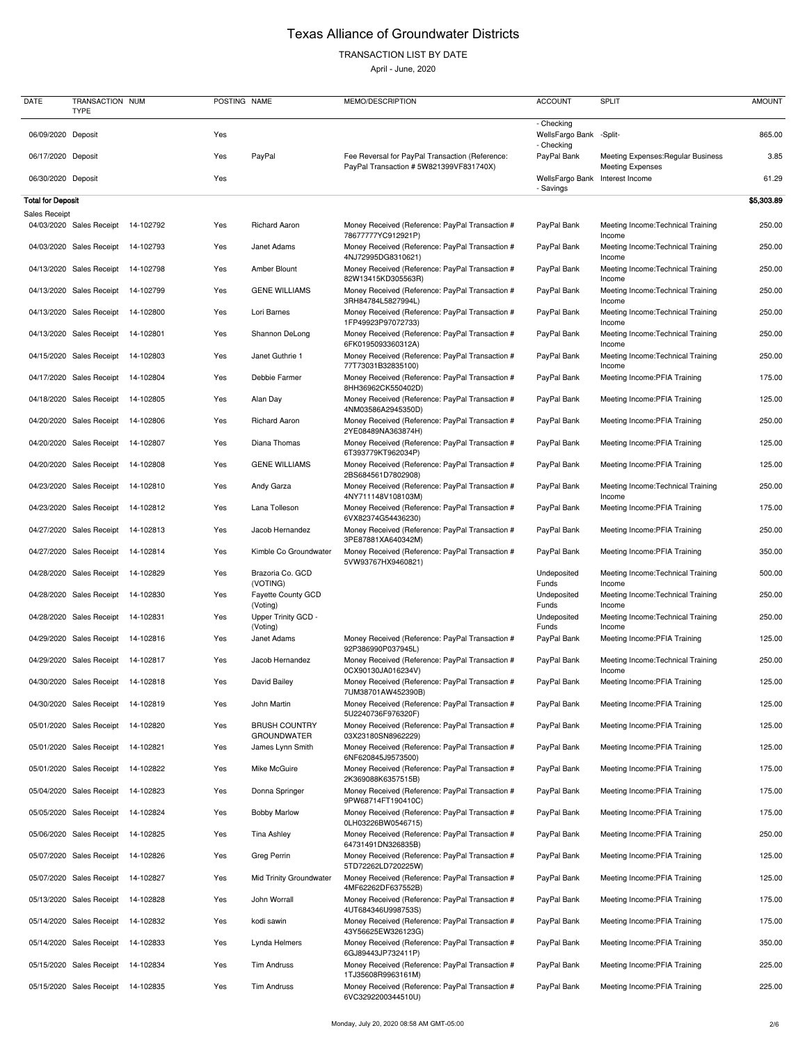# Texas Alliance of Groundwater Districts

TRANSACTION LIST BY DATE

April - June, 2020

| DATE | TRANSACTION TYPE | NUM | POSTING | NAME | MEMO/DESCRIPTION | ACCOUNT | SPLIT | AMOUNT |
|---|---|---|---|---|---|---|---|---|
| | | | | | | - Checking | | |
| 06/09/2020 | Deposit | | Yes | | | WellsFargo Bank - Checking | -Split- | 865.00 |
| 06/17/2020 | Deposit | | Yes | PayPal | Fee Reversal for PayPal Transaction (Reference: PayPal Transaction # 5W821399VF831740X) | PayPal Bank | Meeting Expenses:Regular Business Meeting Expenses | 3.85 |
| 06/30/2020 | Deposit | | Yes | | | WellsFargo Bank - Savings | Interest Income | 61.29 |
| **Total for Deposit** | | | | | | | | **$5,303.89** |
| Sales Receipt | | | | | | | | |
| 04/03/2020 | Sales Receipt | 14-102792 | Yes | Richard Aaron | Money Received (Reference: PayPal Transaction # 78677777YC912921P) | PayPal Bank | Meeting Income:Technical Training Income | 250.00 |
| 04/03/2020 | Sales Receipt | 14-102793 | Yes | Janet Adams | Money Received (Reference: PayPal Transaction # 4NJ72995DG8310621) | PayPal Bank | Meeting Income:Technical Training Income | 250.00 |
| 04/13/2020 | Sales Receipt | 14-102798 | Yes | Amber Blount | Money Received (Reference: PayPal Transaction # 82W13415KD305563R) | PayPal Bank | Meeting Income:Technical Training Income | 250.00 |
| 04/13/2020 | Sales Receipt | 14-102799 | Yes | GENE WILLIAMS | Money Received (Reference: PayPal Transaction # 3RH84784L5827994L) | PayPal Bank | Meeting Income:Technical Training Income | 250.00 |
| 04/13/2020 | Sales Receipt | 14-102800 | Yes | Lori Barnes | Money Received (Reference: PayPal Transaction # 1FP49923P97072733) | PayPal Bank | Meeting Income:Technical Training Income | 250.00 |
| 04/13/2020 | Sales Receipt | 14-102801 | Yes | Shannon DeLong | Money Received (Reference: PayPal Transaction # 6FK0195093360312A) | PayPal Bank | Meeting Income:Technical Training Income | 250.00 |
| 04/15/2020 | Sales Receipt | 14-102803 | Yes | Janet Guthrie 1 | Money Received (Reference: PayPal Transaction # 77T73031B32835100) | PayPal Bank | Meeting Income:Technical Training Income | 250.00 |
| 04/17/2020 | Sales Receipt | 14-102804 | Yes | Debbie Farmer | Money Received (Reference: PayPal Transaction # 8HH36962CK550402D) | PayPal Bank | Meeting Income:PFIA Training | 175.00 |
| 04/18/2020 | Sales Receipt | 14-102805 | Yes | Alan Day | Money Received (Reference: PayPal Transaction # 4NM03586A2945350D) | PayPal Bank | Meeting Income:PFIA Training | 125.00 |
| 04/20/2020 | Sales Receipt | 14-102806 | Yes | Richard Aaron | Money Received (Reference: PayPal Transaction # 2YE08489NA363874H) | PayPal Bank | Meeting Income:PFIA Training | 250.00 |
| 04/20/2020 | Sales Receipt | 14-102807 | Yes | Diana Thomas | Money Received (Reference: PayPal Transaction # 6T393779KT962034P) | PayPal Bank | Meeting Income:PFIA Training | 125.00 |
| 04/20/2020 | Sales Receipt | 14-102808 | Yes | GENE WILLIAMS | Money Received (Reference: PayPal Transaction # 2BS684561D7802908) | PayPal Bank | Meeting Income:PFIA Training | 125.00 |
| 04/23/2020 | Sales Receipt | 14-102810 | Yes | Andy Garza | Money Received (Reference: PayPal Transaction # 4NY711148V108103M) | PayPal Bank | Meeting Income:Technical Training Income | 250.00 |
| 04/23/2020 | Sales Receipt | 14-102812 | Yes | Lana Tolleson | Money Received (Reference: PayPal Transaction # 6VX82374G54436230) | PayPal Bank | Meeting Income:PFIA Training | 175.00 |
| 04/27/2020 | Sales Receipt | 14-102813 | Yes | Jacob Hernandez | Money Received (Reference: PayPal Transaction # 3PE87881XA640342M) | PayPal Bank | Meeting Income:PFIA Training | 250.00 |
| 04/27/2020 | Sales Receipt | 14-102814 | Yes | Kimble Co Groundwater | Money Received (Reference: PayPal Transaction # 5VW93767HX9460821) | PayPal Bank | Meeting Income:PFIA Training | 350.00 |
| 04/28/2020 | Sales Receipt | 14-102829 | Yes | Brazoria Co. GCD (VOTING) | | Undeposited Funds | Meeting Income:Technical Training Income | 500.00 |
| 04/28/2020 | Sales Receipt | 14-102830 | Yes | Fayette County GCD (Voting) | | Undeposited Funds | Meeting Income:Technical Training Income | 250.00 |
| 04/28/2020 | Sales Receipt | 14-102831 | Yes | Upper Trinity GCD - (Voting) | | Undeposited Funds | Meeting Income:Technical Training Income | 250.00 |
| 04/29/2020 | Sales Receipt | 14-102816 | Yes | Janet Adams | Money Received (Reference: PayPal Transaction # 92P386990P037945L) | PayPal Bank | Meeting Income:PFIA Training | 125.00 |
| 04/29/2020 | Sales Receipt | 14-102817 | Yes | Jacob Hernandez | Money Received (Reference: PayPal Transaction # 0CX90130JA016234V) | PayPal Bank | Meeting Income:Technical Training Income | 250.00 |
| 04/30/2020 | Sales Receipt | 14-102818 | Yes | David Bailey | Money Received (Reference: PayPal Transaction # 7UM38701AW452390B) | PayPal Bank | Meeting Income:PFIA Training | 125.00 |
| 04/30/2020 | Sales Receipt | 14-102819 | Yes | John Martin | Money Received (Reference: PayPal Transaction # 5U2240736F976320F) | PayPal Bank | Meeting Income:PFIA Training | 125.00 |
| 05/01/2020 | Sales Receipt | 14-102820 | Yes | BRUSH COUNTRY GROUNDWATER | Money Received (Reference: PayPal Transaction # 03X23180SN8962229) | PayPal Bank | Meeting Income:PFIA Training | 125.00 |
| 05/01/2020 | Sales Receipt | 14-102821 | Yes | James Lynn Smith | Money Received (Reference: PayPal Transaction # 6NF620845J9573500) | PayPal Bank | Meeting Income:PFIA Training | 125.00 |
| 05/01/2020 | Sales Receipt | 14-102822 | Yes | Mike McGuire | Money Received (Reference: PayPal Transaction # 2K369088K6357515B) | PayPal Bank | Meeting Income:PFIA Training | 175.00 |
| 05/04/2020 | Sales Receipt | 14-102823 | Yes | Donna Springer | Money Received (Reference: PayPal Transaction # 9PW68714FT190410C) | PayPal Bank | Meeting Income:PFIA Training | 175.00 |
| 05/05/2020 | Sales Receipt | 14-102824 | Yes | Bobby Marlow | Money Received (Reference: PayPal Transaction # 0LH03226BW0546715) | PayPal Bank | Meeting Income:PFIA Training | 175.00 |
| 05/06/2020 | Sales Receipt | 14-102825 | Yes | Tina Ashley | Money Received (Reference: PayPal Transaction # 64731491DN326835B) | PayPal Bank | Meeting Income:PFIA Training | 250.00 |
| 05/07/2020 | Sales Receipt | 14-102826 | Yes | Greg Perrin | Money Received (Reference: PayPal Transaction # 5TD72262LD720225W) | PayPal Bank | Meeting Income:PFIA Training | 125.00 |
| 05/07/2020 | Sales Receipt | 14-102827 | Yes | Mid Trinity Groundwater | Money Received (Reference: PayPal Transaction # 4MF62262DF637552B) | PayPal Bank | Meeting Income:PFIA Training | 125.00 |
| 05/13/2020 | Sales Receipt | 14-102828 | Yes | John Worrall | Money Received (Reference: PayPal Transaction # 4UT684346U998753S) | PayPal Bank | Meeting Income:PFIA Training | 175.00 |
| 05/14/2020 | Sales Receipt | 14-102832 | Yes | kodi sawin | Money Received (Reference: PayPal Transaction # 43Y56625EW326123G) | PayPal Bank | Meeting Income:PFIA Training | 175.00 |
| 05/14/2020 | Sales Receipt | 14-102833 | Yes | Lynda Helmers | Money Received (Reference: PayPal Transaction # 6GJ89443JP732411P) | PayPal Bank | Meeting Income:PFIA Training | 350.00 |
| 05/15/2020 | Sales Receipt | 14-102834 | Yes | Tim Andruss | Money Received (Reference: PayPal Transaction # 1TJ35608R9963161M) | PayPal Bank | Meeting Income:PFIA Training | 225.00 |
| 05/15/2020 | Sales Receipt | 14-102835 | Yes | Tim Andruss | Money Received (Reference: PayPal Transaction # 6VC3292200344510U) | PayPal Bank | Meeting Income:PFIA Training | 225.00 |

Monday, July 20, 2020 08:58 AM GMT-05:00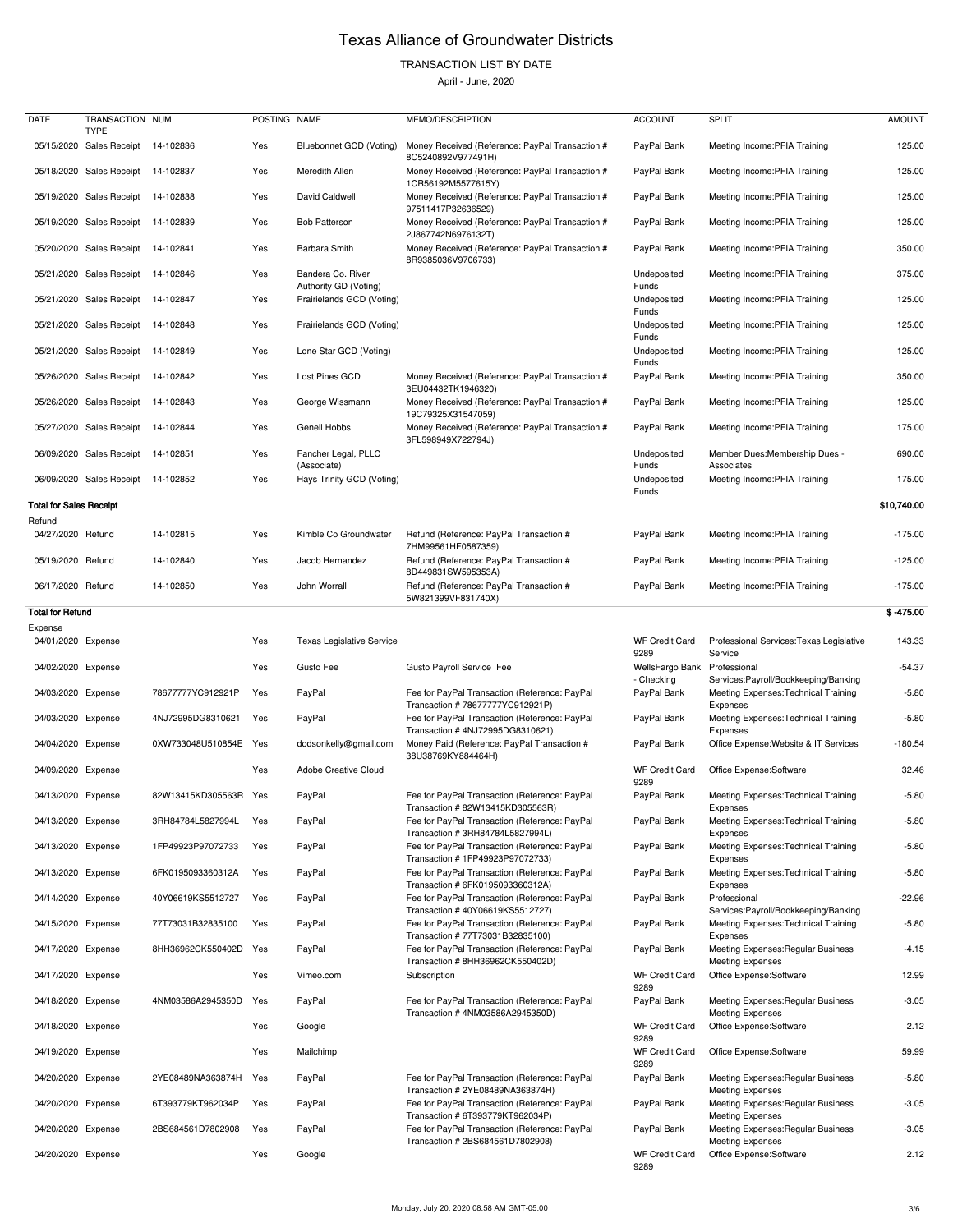# Texas Alliance of Groundwater Districts

TRANSACTION LIST BY DATE

April - June, 2020

| DATE | TRANSACTION TYPE | NUM | POSTING | NAME | MEMO/DESCRIPTION | ACCOUNT | SPLIT | AMOUNT |
|---|---|---|---|---|---|---|---|---|
| 05/15/2020 | Sales Receipt | 14-102836 | Yes | Bluebonnet GCD (Voting) | Money Received (Reference: PayPal Transaction # 8C5240892V977491H) | PayPal Bank | Meeting Income:PFIA Training | 125.00 |
| 05/18/2020 | Sales Receipt | 14-102837 | Yes | Meredith Allen | Money Received (Reference: PayPal Transaction # 1CR56192M5577615Y) | PayPal Bank | Meeting Income:PFIA Training | 125.00 |
| 05/19/2020 | Sales Receipt | 14-102838 | Yes | David Caldwell | Money Received (Reference: PayPal Transaction # 97511417P32636529) | PayPal Bank | Meeting Income:PFIA Training | 125.00 |
| 05/19/2020 | Sales Receipt | 14-102839 | Yes | Bob Patterson | Money Received (Reference: PayPal Transaction # 2J867742N6976132T) | PayPal Bank | Meeting Income:PFIA Training | 125.00 |
| 05/20/2020 | Sales Receipt | 14-102841 | Yes | Barbara Smith | Money Received (Reference: PayPal Transaction # 8R9385036V9706733) | PayPal Bank | Meeting Income:PFIA Training | 350.00 |
| 05/21/2020 | Sales Receipt | 14-102846 | Yes | Bandera Co. River Authority GD (Voting) | | Undeposited Funds | Meeting Income:PFIA Training | 375.00 |
| 05/21/2020 | Sales Receipt | 14-102847 | Yes | Prairielands GCD (Voting) | | Undeposited Funds | Meeting Income:PFIA Training | 125.00 |
| 05/21/2020 | Sales Receipt | 14-102848 | Yes | Prairielands GCD (Voting) | | Undeposited Funds | Meeting Income:PFIA Training | 125.00 |
| 05/21/2020 | Sales Receipt | 14-102849 | Yes | Lone Star GCD (Voting) | | Undeposited Funds | Meeting Income:PFIA Training | 125.00 |
| 05/26/2020 | Sales Receipt | 14-102842 | Yes | Lost Pines GCD | Money Received (Reference: PayPal Transaction # 3EU04432TK1946320) | PayPal Bank | Meeting Income:PFIA Training | 350.00 |
| 05/26/2020 | Sales Receipt | 14-102843 | Yes | George Wissmann | Money Received (Reference: PayPal Transaction # 19C79325X31547059) | PayPal Bank | Meeting Income:PFIA Training | 125.00 |
| 05/27/2020 | Sales Receipt | 14-102844 | Yes | Genell Hobbs | Money Received (Reference: PayPal Transaction # 3FL598949X722794J) | PayPal Bank | Meeting Income:PFIA Training | 175.00 |
| 06/09/2020 | Sales Receipt | 14-102851 | Yes | Fancher Legal, PLLC (Associate) | | Undeposited Funds | Member Dues:Membership Dues - Associates | 690.00 |
| 06/09/2020 | Sales Receipt | 14-102852 | Yes | Hays Trinity GCD (Voting) | | Undeposited Funds | Meeting Income:PFIA Training | 175.00 |
| **Total for Sales Receipt** | | | | | | | | **$10,740.00** |
| Refund | | | | | | | | |
| 04/27/2020 | Refund | 14-102815 | Yes | Kimble Co Groundwater | Refund (Reference: PayPal Transaction # 7HM99561HF0587359) | PayPal Bank | Meeting Income:PFIA Training | -175.00 |
| 05/19/2020 | Refund | 14-102840 | Yes | Jacob Hernandez | Refund (Reference: PayPal Transaction # 8D449831SW595353A) | PayPal Bank | Meeting Income:PFIA Training | -125.00 |
| 06/17/2020 | Refund | 14-102850 | Yes | John Worrall | Refund (Reference: PayPal Transaction # 5W821399VF831740X) | PayPal Bank | Meeting Income:PFIA Training | -175.00 |
| **Total for Refund** | | | | | | | | **$ -475.00** |
| Expense | | | | | | | | |
| 04/01/2020 | Expense | | Yes | Texas Legislative Service | | WF Credit Card 9289 | Professional Services:Texas Legislative Service | 143.33 |
| 04/02/2020 | Expense | | Yes | Gusto Fee | Gusto Payroll Service Fee | WellsFargo Bank - Checking | Professional Services:Payroll/Bookkeeping/Banking | -54.37 |
| 04/03/2020 | Expense | 78677777YC912921P | Yes | PayPal | Fee for PayPal Transaction (Reference: PayPal Transaction # 78677777YC912921P) | PayPal Bank | Meeting Expenses:Technical Training Expenses | -5.80 |
| 04/03/2020 | Expense | 4NJ72995DG8310621 | Yes | PayPal | Fee for PayPal Transaction (Reference: PayPal Transaction # 4NJ72995DG8310621) | PayPal Bank | Meeting Expenses:Technical Training Expenses | -5.80 |
| 04/04/2020 | Expense | 0XW733048U510854E | Yes | dodsonkelly@gmail.com | Money Paid (Reference: PayPal Transaction # 38U38769KY884464H) | PayPal Bank | Office Expense:Website & IT Services | -180.54 |
| 04/09/2020 | Expense | | Yes | Adobe Creative Cloud | | WF Credit Card 9289 | Office Expense:Software | 32.46 |
| 04/13/2020 | Expense | 82W13415KD305563R | Yes | PayPal | Fee for PayPal Transaction (Reference: PayPal Transaction # 82W13415KD305563R) | PayPal Bank | Meeting Expenses:Technical Training Expenses | -5.80 |
| 04/13/2020 | Expense | 3RH84784L5827994L | Yes | PayPal | Fee for PayPal Transaction (Reference: PayPal Transaction # 3RH84784L5827994L) | PayPal Bank | Meeting Expenses:Technical Training Expenses | -5.80 |
| 04/13/2020 | Expense | 1FP49923P97072733 | Yes | PayPal | Fee for PayPal Transaction (Reference: PayPal Transaction # 1FP49923P97072733) | PayPal Bank | Meeting Expenses:Technical Training Expenses | -5.80 |
| 04/13/2020 | Expense | 6FK0195093360312A | Yes | PayPal | Fee for PayPal Transaction (Reference: PayPal Transaction # 6FK0195093360312A) | PayPal Bank | Meeting Expenses:Technical Training Expenses | -5.80 |
| 04/14/2020 | Expense | 40Y06619KS5512727 | Yes | PayPal | Fee for PayPal Transaction (Reference: PayPal Transaction # 40Y06619KS5512727) | PayPal Bank | Professional Services:Payroll/Bookkeeping/Banking | -22.96 |
| 04/15/2020 | Expense | 77T73031B32835100 | Yes | PayPal | Fee for PayPal Transaction (Reference: PayPal Transaction # 77T73031B32835100) | PayPal Bank | Meeting Expenses:Technical Training Expenses | -5.80 |
| 04/17/2020 | Expense | 8HH36962CK550402D | Yes | PayPal | Fee for PayPal Transaction (Reference: PayPal Transaction # 8HH36962CK550402D) | PayPal Bank | Meeting Expenses:Regular Business Meeting Expenses | -4.15 |
| 04/17/2020 | Expense | | Yes | Vimeo.com | Subscription | WF Credit Card 9289 | Office Expense:Software | 12.99 |
| 04/18/2020 | Expense | 4NM03586A2945350D | Yes | PayPal | Fee for PayPal Transaction (Reference: PayPal Transaction # 4NM03586A2945350D) | PayPal Bank | Meeting Expenses:Regular Business Meeting Expenses | -3.05 |
| 04/18/2020 | Expense | | Yes | Google | | WF Credit Card 9289 | Office Expense:Software | 2.12 |
| 04/19/2020 | Expense | | Yes | Mailchimp | | WF Credit Card 9289 | Office Expense:Software | 59.99 |
| 04/20/2020 | Expense | 2YE08489NA363874H | Yes | PayPal | Fee for PayPal Transaction (Reference: PayPal Transaction # 2YE08489NA363874H) | PayPal Bank | Meeting Expenses:Regular Business Meeting Expenses | -5.80 |
| 04/20/2020 | Expense | 6T393779KT962034P | Yes | PayPal | Fee for PayPal Transaction (Reference: PayPal Transaction # 6T393779KT962034P) | PayPal Bank | Meeting Expenses:Regular Business Meeting Expenses | -3.05 |
| 04/20/2020 | Expense | 2BS684561D7802908 | Yes | PayPal | Fee for PayPal Transaction (Reference: PayPal Transaction # 2BS684561D7802908) | PayPal Bank | Meeting Expenses:Regular Business Meeting Expenses | -3.05 |
| 04/20/2020 | Expense | | Yes | Google | | WF Credit Card 9289 | Office Expense:Software | 2.12 |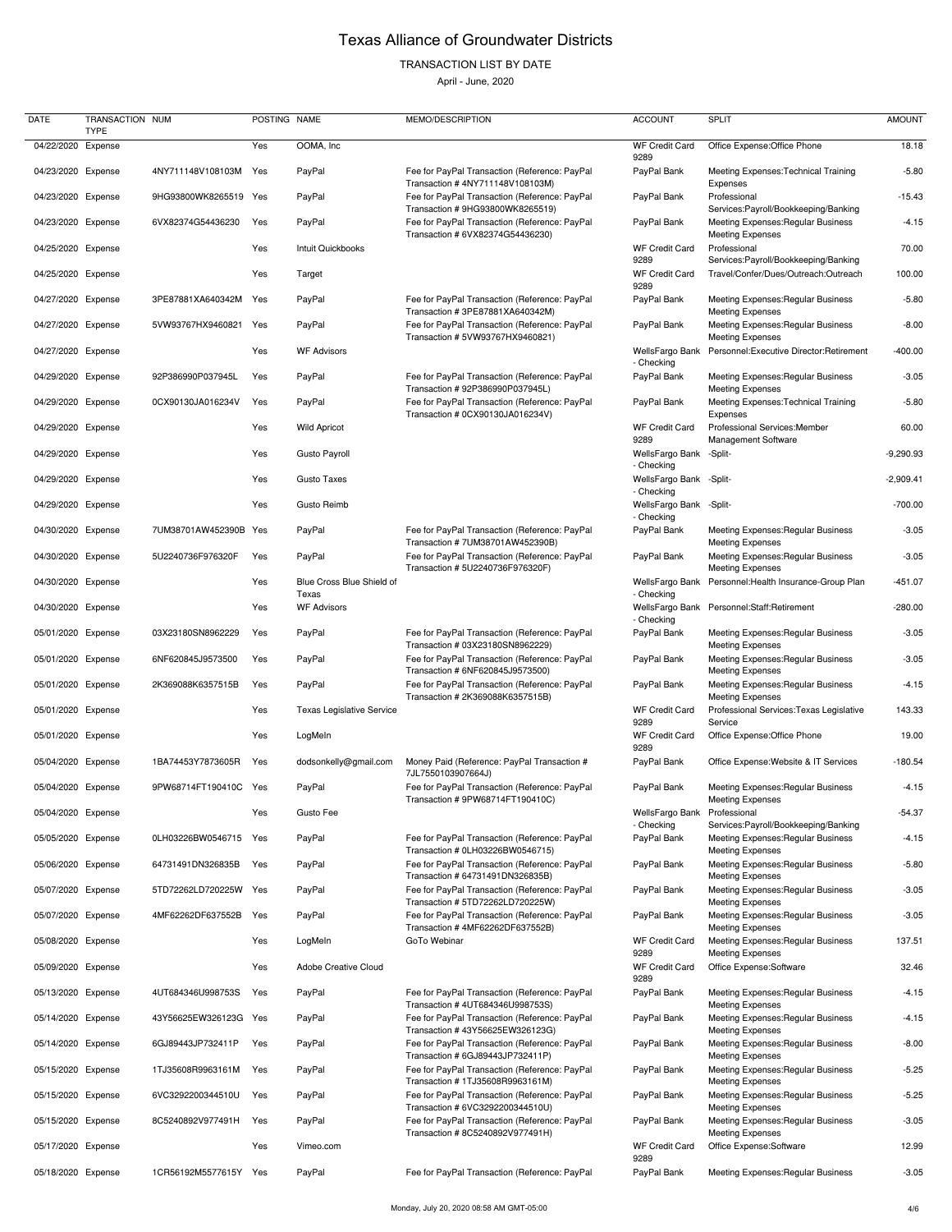# Texas Alliance of Groundwater Districts

TRANSACTION LIST BY DATE

April - June, 2020

| DATE | TRANSACTION TYPE | NUM | POSTING | NAME | MEMO/DESCRIPTION | ACCOUNT | SPLIT | AMOUNT |
|---|---|---|---|---|---|---|---|---|
| 04/22/2020 | Expense | | Yes | OOMA, Inc | | WF Credit Card 9289 | Office Expense:Office Phone | 18.18 |
| 04/23/2020 | Expense | 4NY711148V108103M | Yes | PayPal | Fee for PayPal Transaction (Reference: PayPal Transaction # 4NY711148V108103M) | PayPal Bank | Meeting Expenses:Technical Training Expenses | -5.80 |
| 04/23/2020 | Expense | 9HG93800WK8265519 | Yes | PayPal | Fee for PayPal Transaction (Reference: PayPal Transaction # 9HG93800WK8265519) | PayPal Bank | Professional Services:Payroll/Bookkeeping/Banking | -15.43 |
| 04/23/2020 | Expense | 6VX82374G54436230 | Yes | PayPal | Fee for PayPal Transaction (Reference: PayPal Transaction # 6VX82374G54436230) | PayPal Bank | Meeting Expenses:Regular Business Meeting Expenses | -4.15 |
| 04/25/2020 | Expense | | Yes | Intuit Quickbooks | | WF Credit Card 9289 | Professional Services:Payroll/Bookkeeping/Banking | 70.00 |
| 04/25/2020 | Expense | | Yes | Target | | WF Credit Card 9289 | Travel/Confer/Dues/Outreach:Outreach | 100.00 |
| 04/27/2020 | Expense | 3PE87881XA640342M | Yes | PayPal | Fee for PayPal Transaction (Reference: PayPal Transaction # 3PE87881XA640342M) | PayPal Bank | Meeting Expenses:Regular Business Meeting Expenses | -5.80 |
| 04/27/2020 | Expense | 5VW93767HX9460821 | Yes | PayPal | Fee for PayPal Transaction (Reference: PayPal Transaction # 5VW93767HX9460821) | PayPal Bank | Meeting Expenses:Regular Business Meeting Expenses | -8.00 |
| 04/27/2020 | Expense | | Yes | WF Advisors | | WellsFargo Bank - Checking | Personnel:Executive Director:Retirement | -400.00 |
| 04/29/2020 | Expense | 92P386990P037945L | Yes | PayPal | Fee for PayPal Transaction (Reference: PayPal Transaction # 92P386990P037945L) | PayPal Bank | Meeting Expenses:Regular Business Meeting Expenses | -3.05 |
| 04/29/2020 | Expense | 0CX90130JA016234V | Yes | PayPal | Fee for PayPal Transaction (Reference: PayPal Transaction # 0CX90130JA016234V) | PayPal Bank | Meeting Expenses:Technical Training Expenses | -5.80 |
| 04/29/2020 | Expense | | Yes | Wild Apricot | | WF Credit Card 9289 | Professional Services:Member Management Software | 60.00 |
| 04/29/2020 | Expense | | Yes | Gusto Payroll | | WellsFargo Bank - Checking | -Split- | -9,290.93 |
| 04/29/2020 | Expense | | Yes | Gusto Taxes | | WellsFargo Bank - Checking | -Split- | -2,909.41 |
| 04/29/2020 | Expense | | Yes | Gusto Reimb | | WellsFargo Bank - Checking | -Split- | -700.00 |
| 04/30/2020 | Expense | 7UM38701AW452390B | Yes | PayPal | Fee for PayPal Transaction (Reference: PayPal Transaction # 7UM38701AW452390B) | PayPal Bank | Meeting Expenses:Regular Business Meeting Expenses | -3.05 |
| 04/30/2020 | Expense | 5U2240736F976320F | Yes | PayPal | Fee for PayPal Transaction (Reference: PayPal Transaction # 5U2240736F976320F) | PayPal Bank | Meeting Expenses:Regular Business Meeting Expenses | -3.05 |
| 04/30/2020 | Expense | | Yes | Blue Cross Blue Shield of Texas | | WellsFargo Bank - Checking | Personnel:Health Insurance-Group Plan | -451.07 |
| 04/30/2020 | Expense | | Yes | WF Advisors | | WellsFargo Bank - Checking | Personnel:Staff:Retirement | -280.00 |
| 05/01/2020 | Expense | 03X23180SN8962229 | Yes | PayPal | Fee for PayPal Transaction (Reference: PayPal Transaction # 03X23180SN8962229) | PayPal Bank | Meeting Expenses:Regular Business Meeting Expenses | -3.05 |
| 05/01/2020 | Expense | 6NF620845J9573500 | Yes | PayPal | Fee for PayPal Transaction (Reference: PayPal Transaction # 6NF620845J9573500) | PayPal Bank | Meeting Expenses:Regular Business Meeting Expenses | -3.05 |
| 05/01/2020 | Expense | 2K369088K6357515B | Yes | PayPal | Fee for PayPal Transaction (Reference: PayPal Transaction # 2K369088K6357515B) | PayPal Bank | Meeting Expenses:Regular Business Meeting Expenses | -4.15 |
| 05/01/2020 | Expense | | Yes | Texas Legislative Service | | WF Credit Card 9289 | Professional Services:Texas Legislative Service | 143.33 |
| 05/01/2020 | Expense | | Yes | LogMeIn | | WF Credit Card 9289 | Office Expense:Office Phone | 19.00 |
| 05/04/2020 | Expense | 1BA74453Y7873605R | Yes | dodsonkelly@gmail.com | Money Paid (Reference: PayPal Transaction # 7JL7550103907664J) | PayPal Bank | Office Expense:Website & IT Services | -180.54 |
| 05/04/2020 | Expense | 9PW68714FT190410C | Yes | PayPal | Fee for PayPal Transaction (Reference: PayPal Transaction # 9PW68714FT190410C) | PayPal Bank | Meeting Expenses:Regular Business Meeting Expenses | -4.15 |
| 05/04/2020 | Expense | | Yes | Gusto Fee | | WellsFargo Bank - Checking | Professional Services:Payroll/Bookkeeping/Banking | -54.37 |
| 05/05/2020 | Expense | 0LH03226BW0546715 | Yes | PayPal | Fee for PayPal Transaction (Reference: PayPal Transaction # 0LH03226BW0546715) | PayPal Bank | Meeting Expenses:Regular Business Meeting Expenses | -4.15 |
| 05/06/2020 | Expense | 64731491DN326835B | Yes | PayPal | Fee for PayPal Transaction (Reference: PayPal Transaction # 64731491DN326835B) | PayPal Bank | Meeting Expenses:Regular Business Meeting Expenses | -5.80 |
| 05/07/2020 | Expense | 5TD72262LD720225W | Yes | PayPal | Fee for PayPal Transaction (Reference: PayPal Transaction # 5TD72262LD720225W) | PayPal Bank | Meeting Expenses:Regular Business Meeting Expenses | -3.05 |
| 05/07/2020 | Expense | 4MF62262DF637552B | Yes | PayPal | Fee for PayPal Transaction (Reference: PayPal Transaction # 4MF62262DF637552B) | PayPal Bank | Meeting Expenses:Regular Business Meeting Expenses | -3.05 |
| 05/08/2020 | Expense | | Yes | LogMeIn | GoTo Webinar | WF Credit Card 9289 | Meeting Expenses:Regular Business Meeting Expenses | 137.51 |
| 05/09/2020 | Expense | | Yes | Adobe Creative Cloud | | WF Credit Card 9289 | Office Expense:Software | 32.46 |
| 05/13/2020 | Expense | 4UT684346U998753S | Yes | PayPal | Fee for PayPal Transaction (Reference: PayPal Transaction # 4UT684346U998753S) | PayPal Bank | Meeting Expenses:Regular Business Meeting Expenses | -4.15 |
| 05/14/2020 | Expense | 43Y56625EW326123G | Yes | PayPal | Fee for PayPal Transaction (Reference: PayPal Transaction # 43Y56625EW326123G) | PayPal Bank | Meeting Expenses:Regular Business Meeting Expenses | -4.15 |
| 05/14/2020 | Expense | 6GJ89443JP732411P | Yes | PayPal | Fee for PayPal Transaction (Reference: PayPal Transaction # 6GJ89443JP732411P) | PayPal Bank | Meeting Expenses:Regular Business Meeting Expenses | -8.00 |
| 05/15/2020 | Expense | 1TJ35608R9963161M | Yes | PayPal | Fee for PayPal Transaction (Reference: PayPal Transaction # 1TJ35608R9963161M) | PayPal Bank | Meeting Expenses:Regular Business Meeting Expenses | -5.25 |
| 05/15/2020 | Expense | 6VC3292200344510U | Yes | PayPal | Fee for PayPal Transaction (Reference: PayPal Transaction # 6VC3292200344510U) | PayPal Bank | Meeting Expenses:Regular Business Meeting Expenses | -5.25 |
| 05/15/2020 | Expense | 8C5240892V977491H | Yes | PayPal | Fee for PayPal Transaction (Reference: PayPal Transaction # 8C5240892V977491H) | PayPal Bank | Meeting Expenses:Regular Business Meeting Expenses | -3.05 |
| 05/17/2020 | Expense | | Yes | Vimeo.com | | WF Credit Card 9289 | Office Expense:Software | 12.99 |
| 05/18/2020 | Expense | 1CR56192M5577615Y | Yes | PayPal | Fee for PayPal Transaction (Reference: PayPal | PayPal Bank | Meeting Expenses:Regular Business | -3.05 |

Monday, July 20, 2020 08:58 AM GMT-05:00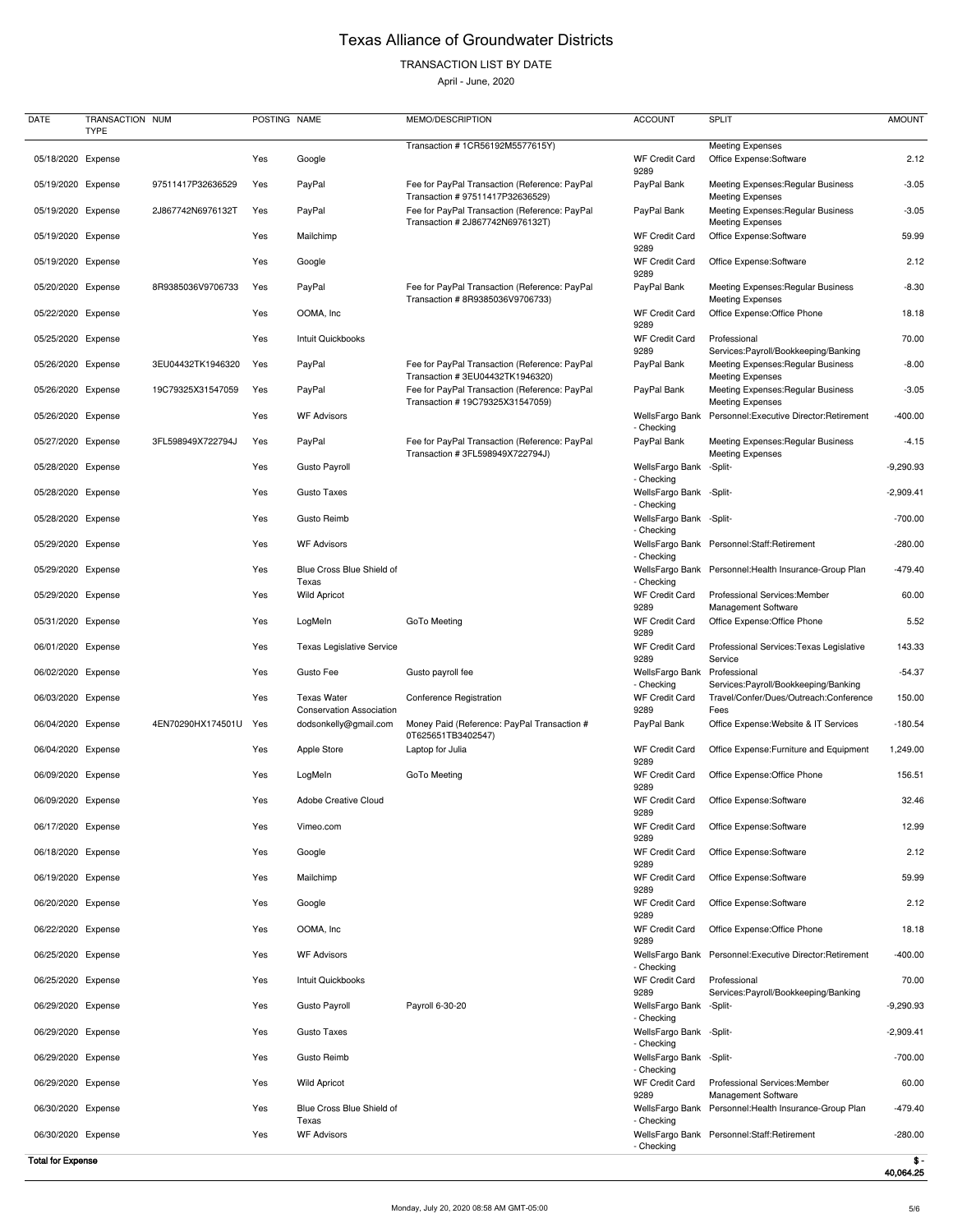# Texas Alliance of Groundwater Districts

TRANSACTION LIST BY DATE

April - June, 2020

| DATE | TRANSACTION TYPE | NUM | POSTING | NAME | MEMO/DESCRIPTION | ACCOUNT | SPLIT | AMOUNT |
|---|---|---|---|---|---|---|---|---|
| | | | | | Transaction # 1CR56192M5577615Y) | | Meeting Expenses | |
| 05/18/2020 | Expense | | Yes | Google | | WF Credit Card 9289 | Office Expense:Software | 2.12 |
| 05/19/2020 | Expense | 97511417P32636529 | Yes | PayPal | Fee for PayPal Transaction (Reference: PayPal Transaction # 97511417P32636529) | PayPal Bank | Meeting Expenses:Regular Business Meeting Expenses | -3.05 |
| 05/19/2020 | Expense | 2J867742N6976132T | Yes | PayPal | Fee for PayPal Transaction (Reference: PayPal Transaction # 2J867742N6976132T) | PayPal Bank | Meeting Expenses:Regular Business Meeting Expenses | -3.05 |
| 05/19/2020 | Expense | | Yes | Mailchimp | | WF Credit Card 9289 | Office Expense:Software | 59.99 |
| 05/19/2020 | Expense | | Yes | Google | | WF Credit Card 9289 | Office Expense:Software | 2.12 |
| 05/20/2020 | Expense | 8R9385036V9706733 | Yes | PayPal | Fee for PayPal Transaction (Reference: PayPal Transaction # 8R9385036V9706733) | PayPal Bank | Meeting Expenses:Regular Business Meeting Expenses | -8.30 |
| 05/22/2020 | Expense | | Yes | OOMA, Inc | | WF Credit Card 9289 | Office Expense:Office Phone | 18.18 |
| 05/25/2020 | Expense | | Yes | Intuit Quickbooks | | WF Credit Card 9289 | Professional Services:Payroll/Bookkeeping/Banking | 70.00 |
| 05/26/2020 | Expense | 3EU04432TK1946320 | Yes | PayPal | Fee for PayPal Transaction (Reference: PayPal Transaction # 3EU04432TK1946320) | PayPal Bank | Meeting Expenses:Regular Business Meeting Expenses | -8.00 |
| 05/26/2020 | Expense | 19C79325X31547059 | Yes | PayPal | Fee for PayPal Transaction (Reference: PayPal Transaction # 19C79325X31547059) | PayPal Bank | Meeting Expenses:Regular Business Meeting Expenses | -3.05 |
| 05/26/2020 | Expense | | Yes | WF Advisors | | WellsFargo Bank - Checking | Personnel:Executive Director:Retirement | -400.00 |
| 05/27/2020 | Expense | 3FL598949X722794J | Yes | PayPal | Fee for PayPal Transaction (Reference: PayPal Transaction # 3FL598949X722794J) | PayPal Bank | Meeting Expenses:Regular Business Meeting Expenses | -4.15 |
| 05/28/2020 | Expense | | Yes | Gusto Payroll | | WellsFargo Bank - Checking | -Split- | -9,290.93 |
| 05/28/2020 | Expense | | Yes | Gusto Taxes | | WellsFargo Bank - Checking | -Split- | -2,909.41 |
| 05/28/2020 | Expense | | Yes | Gusto Reimb | | WellsFargo Bank - Checking | -Split- | -700.00 |
| 05/29/2020 | Expense | | Yes | WF Advisors | | WellsFargo Bank - Checking | Personnel:Staff:Retirement | -280.00 |
| 05/29/2020 | Expense | | Yes | Blue Cross Blue Shield of Texas | | WellsFargo Bank - Checking | Personnel:Health Insurance-Group Plan | -479.40 |
| 05/29/2020 | Expense | | Yes | Wild Apricot | | WF Credit Card 9289 | Professional Services:Member Management Software | 60.00 |
| 05/31/2020 | Expense | | Yes | LogMeIn | GoTo Meeting | WF Credit Card 9289 | Office Expense:Office Phone | 5.52 |
| 06/01/2020 | Expense | | Yes | Texas Legislative Service | | WF Credit Card 9289 | Professional Services:Texas Legislative Service | 143.33 |
| 06/02/2020 | Expense | | Yes | Gusto Fee | Gusto payroll fee | WellsFargo Bank - Checking | Professional Services:Payroll/Bookkeeping/Banking | -54.37 |
| 06/03/2020 | Expense | | Yes | Texas Water Conservation Association | Conference Registration | WF Credit Card 9289 | Travel/Confer/Dues/Outreach:Conference Fees | 150.00 |
| 06/04/2020 | Expense | 4EN70290HX174501U | Yes | dodsonkelly@gmail.com | Money Paid (Reference: PayPal Transaction # 0T625651TB3402547) | PayPal Bank | Office Expense:Website & IT Services | -180.54 |
| 06/04/2020 | Expense | | Yes | Apple Store | Laptop for Julia | WF Credit Card 9289 | Office Expense:Furniture and Equipment | 1,249.00 |
| 06/09/2020 | Expense | | Yes | LogMeIn | GoTo Meeting | WF Credit Card 9289 | Office Expense:Office Phone | 156.51 |
| 06/09/2020 | Expense | | Yes | Adobe Creative Cloud | | WF Credit Card 9289 | Office Expense:Software | 32.46 |
| 06/17/2020 | Expense | | Yes | Vimeo.com | | WF Credit Card 9289 | Office Expense:Software | 12.99 |
| 06/18/2020 | Expense | | Yes | Google | | WF Credit Card 9289 | Office Expense:Software | 2.12 |
| 06/19/2020 | Expense | | Yes | Mailchimp | | WF Credit Card 9289 | Office Expense:Software | 59.99 |
| 06/20/2020 | Expense | | Yes | Google | | WF Credit Card 9289 | Office Expense:Software | 2.12 |
| 06/22/2020 | Expense | | Yes | OOMA, Inc | | WF Credit Card 9289 | Office Expense:Office Phone | 18.18 |
| 06/25/2020 | Expense | | Yes | WF Advisors | | WellsFargo Bank - Checking | Personnel:Executive Director:Retirement | -400.00 |
| 06/25/2020 | Expense | | Yes | Intuit Quickbooks | | WF Credit Card 9289 | Professional Services:Payroll/Bookkeeping/Banking | 70.00 |
| 06/29/2020 | Expense | | Yes | Gusto Payroll | Payroll 6-30-20 | WellsFargo Bank - Checking | -Split- | -9,290.93 |
| 06/29/2020 | Expense | | Yes | Gusto Taxes | | WellsFargo Bank - Checking | -Split- | -2,909.41 |
| 06/29/2020 | Expense | | Yes | Gusto Reimb | | WellsFargo Bank - Checking | -Split- | -700.00 |
| 06/29/2020 | Expense | | Yes | Wild Apricot | | WF Credit Card 9289 | Professional Services:Member Management Software | 60.00 |
| 06/30/2020 | Expense | | Yes | Blue Cross Blue Shield of Texas | | WellsFargo Bank - Checking | Personnel:Health Insurance-Group Plan | -479.40 |
| 06/30/2020 | Expense | | Yes | WF Advisors | | WellsFargo Bank - Checking | Personnel:Staff:Retirement | -280.00 |
| **Total for Expense** | | | | | | | | **$ - 40,064.25** |

Monday, July 20, 2020 08:58 AM GMT-05:00